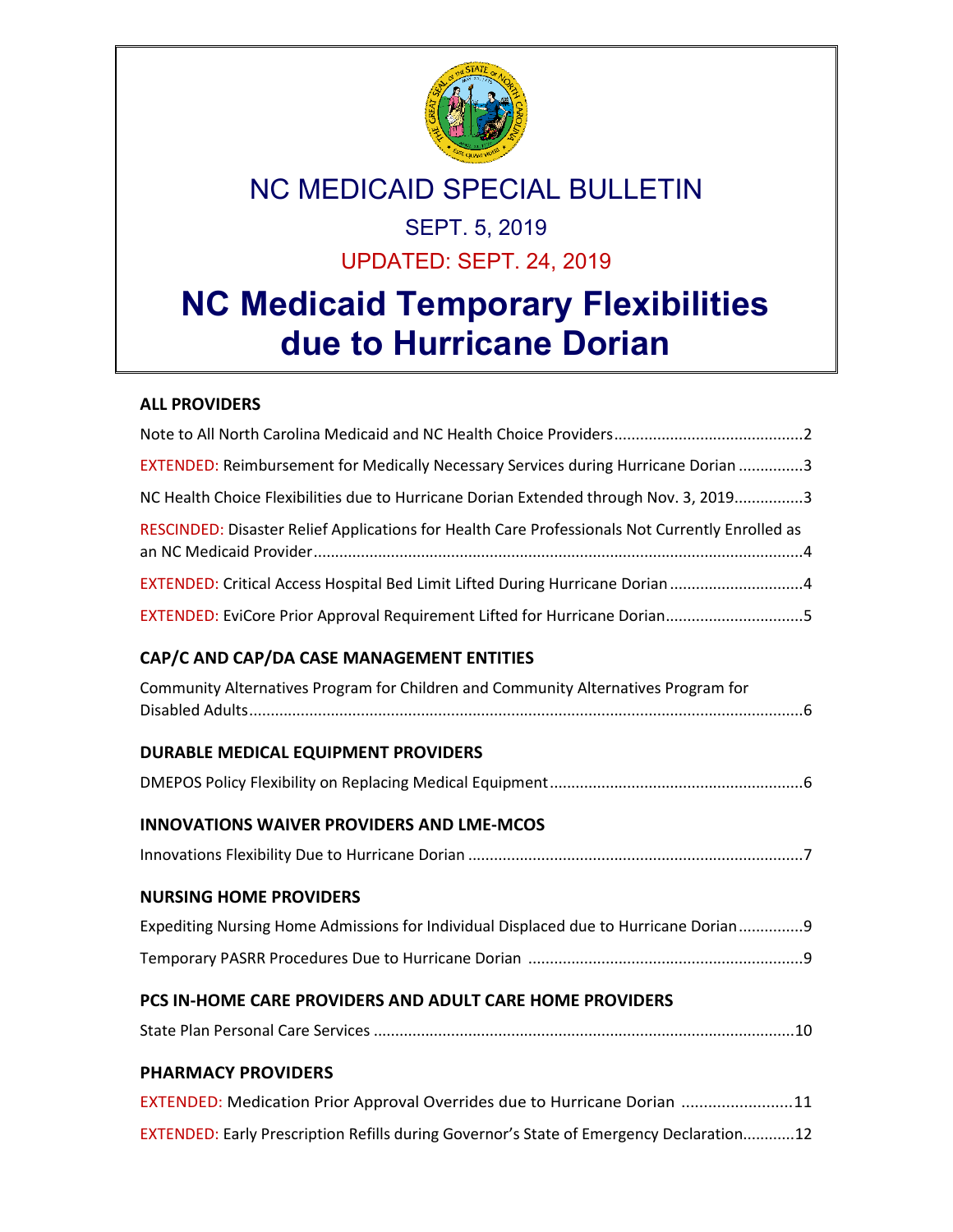# NC MEDICAID SPECIAL BULLETIN

SEPT. 5, 2019

UPDATED: SEPT. 24, 2019

# NC Medicaid Temporary Flexibilities due to Hurricane Dorian

## ALL PROVIDERS

Note to All North Carolina Medicaid and NC Health Choice Providers...........................................2

EXTENDED: Reimbursement for Medically Necessary Services during Hurricane Dorian ...............3

NC Health Choice Flexibilities due to Hurricane Dorian Extended through Nov. 3, 2019................3

RESCINDED: Disaster Relief Applications for Health Care Professionals Not Currently Enrolled as an NC Medicaid Provider...................................................................................................................4

EXTENDED: Critical Access Hospital Bed Limit Lifted During Hurricane Dorian ...............................4

EXTENDED: EviCore Prior Approval Requirement Lifted for Hurricane Dorian................................5

## CAP/C AND CAP/DA CASE MANAGEMENT ENTITIES

Community Alternatives Program for Children and Community Alternatives Program for Disabled Adults.................................................................................................................................6

## DURABLE MEDICAL EQUIPMENT PROVIDERS

DMEPOS Policy Flexibility on Replacing Medical Equipment..........................................................6

## INNOVATIONS WAIVER PROVIDERS AND LME-MCOS

Innovations Flexibility Due to Hurricane Dorian ..............................................................................7

## NURSING HOME PROVIDERS

Expediting Nursing Home Admissions for Individual Displaced due to Hurricane Dorian...............9

Temporary PASRR Procedures Due to Hurricane Dorian ...............................................................9

## PCS IN-HOME CARE PROVIDERS AND ADULT CARE HOME PROVIDERS

State Plan Personal Care Services ..................................................................................................10

## PHARMACY PROVIDERS

EXTENDED: Medication Prior Approval Overrides due to Hurricane Dorian .........................11

EXTENDED: Early Prescription Refills during Governor's State of Emergency Declaration............12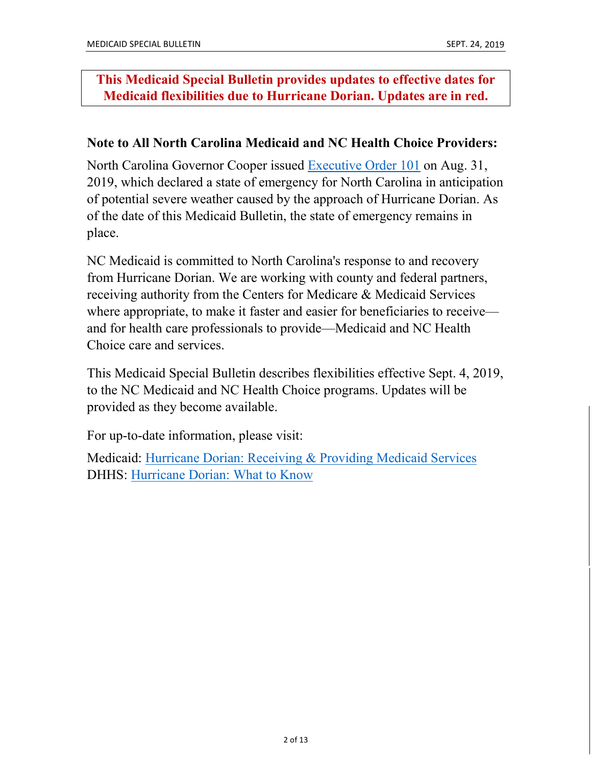**This Medicaid Special Bulletin provides updates to effective dates for Medicaid flexibilities due to Hurricane Dorian. Updates are in red.**

## Note to All North Carolina Medicaid and NC Health Choice Providers:

North Carolina Governor Cooper issued Executive Order 101 on Aug. 31, 2019, which declared a state of emergency for North Carolina in anticipation of potential severe weather caused by the approach of Hurricane Dorian. As of the date of this Medicaid Bulletin, the state of emergency remains in place.

NC Medicaid is committed to North Carolina's response to and recovery from Hurricane Dorian. We are working with county and federal partners, receiving authority from the Centers for Medicare & Medicaid Services where appropriate, to make it faster and easier for beneficiaries to receive—and for health care professionals to provide—Medicaid and NC Health Choice care and services.

This Medicaid Special Bulletin describes flexibilities effective Sept. 4, 2019, to the NC Medicaid and NC Health Choice programs. Updates will be provided as they become available.

For up-to-date information, please visit:

Medicaid: Hurricane Dorian: Receiving & Providing Medicaid Services
DHHS: Hurricane Dorian: What to Know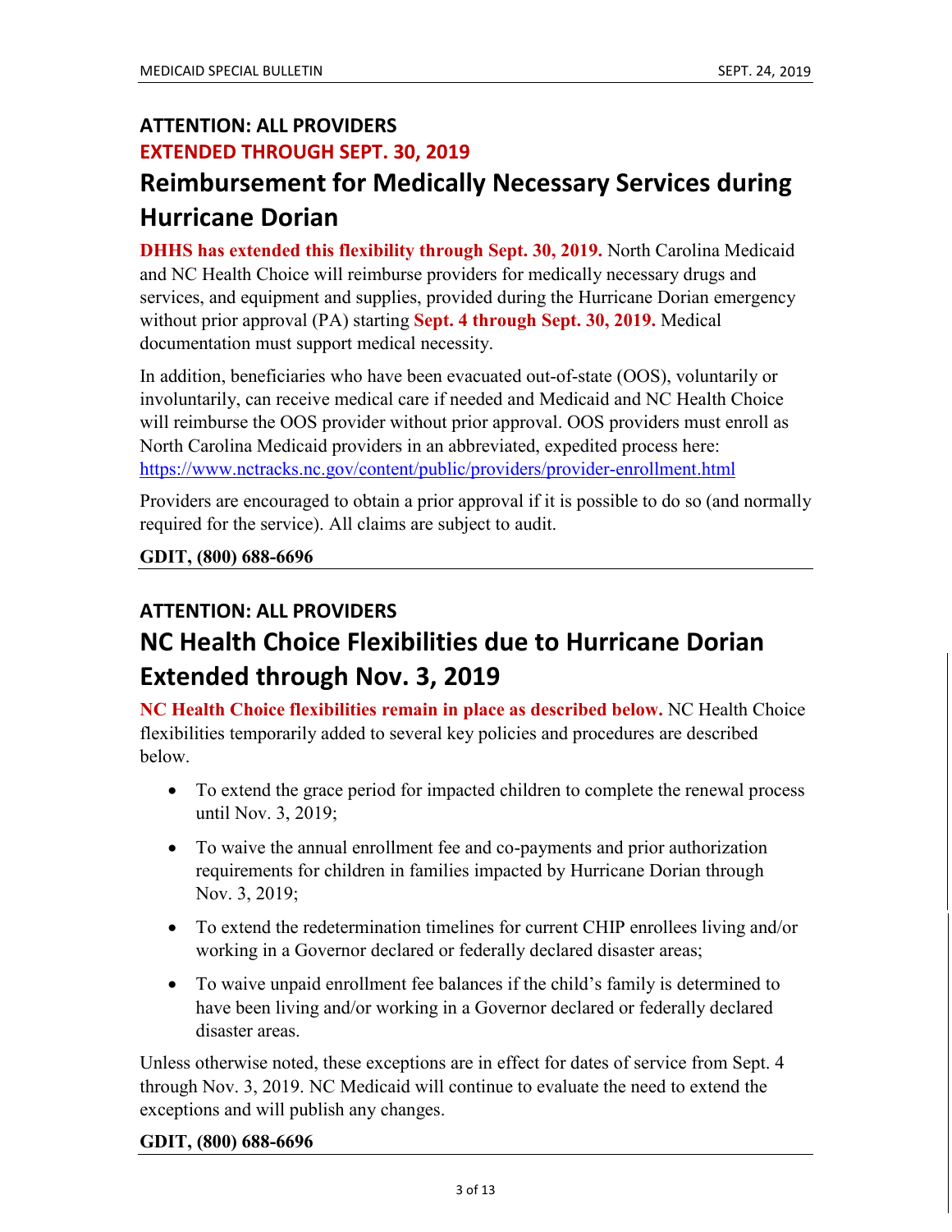## ATTENTION: ALL PROVIDERS

**EXTENDED THROUGH SEPT. 30, 2019**

# Reimbursement for Medically Necessary Services during Hurricane Dorian

**DHHS has extended this flexibility through Sept. 30, 2019.** North Carolina Medicaid and NC Health Choice will reimburse providers for medically necessary drugs and services, and equipment and supplies, provided during the Hurricane Dorian emergency without prior approval (PA) starting **Sept. 4 through Sept. 30, 2019.** Medical documentation must support medical necessity.

In addition, beneficiaries who have been evacuated out-of-state (OOS), voluntarily or involuntarily, can receive medical care if needed and Medicaid and NC Health Choice will reimburse the OOS provider without prior approval. OOS providers must enroll as North Carolina Medicaid providers in an abbreviated, expedited process here: https://www.nctracks.nc.gov/content/public/providers/provider-enrollment.html

Providers are encouraged to obtain a prior approval if it is possible to do so (and normally required for the service). All claims are subject to audit.

**GDIT, (800) 688-6696**

---

## ATTENTION: ALL PROVIDERS

# NC Health Choice Flexibilities due to Hurricane Dorian Extended through Nov. 3, 2019

**NC Health Choice flexibilities remain in place as described below.** NC Health Choice flexibilities temporarily added to several key policies and procedures are described below.

- To extend the grace period for impacted children to complete the renewal process until Nov. 3, 2019;
- To waive the annual enrollment fee and co-payments and prior authorization requirements for children in families impacted by Hurricane Dorian through Nov. 3, 2019;
- To extend the redetermination timelines for current CHIP enrollees living and/or working in a Governor declared or federally declared disaster areas;
- To waive unpaid enrollment fee balances if the child's family is determined to have been living and/or working in a Governor declared or federally declared disaster areas.

Unless otherwise noted, these exceptions are in effect for dates of service from Sept. 4 through Nov. 3, 2019. NC Medicaid will continue to evaluate the need to extend the exceptions and will publish any changes.

**GDIT, (800) 688-6696**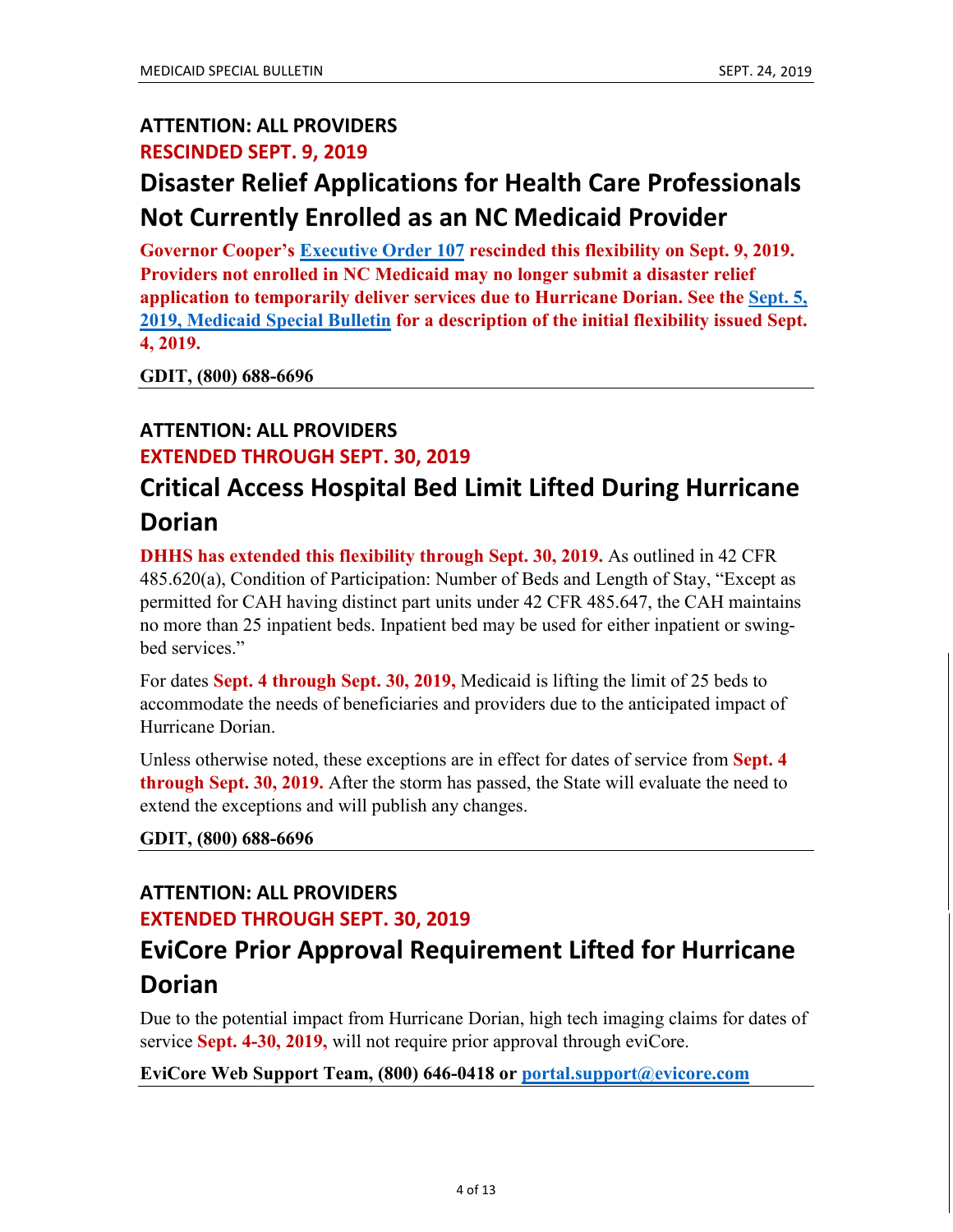**ATTENTION: ALL PROVIDERS**

**RESCINDED SEPT. 9, 2019**

## Disaster Relief Applications for Health Care Professionals Not Currently Enrolled as an NC Medicaid Provider

**Governor Cooper's Executive Order 107 rescinded this flexibility on Sept. 9, 2019. Providers not enrolled in NC Medicaid may no longer submit a disaster relief application to temporarily deliver services due to Hurricane Dorian. See the Sept. 5, 2019, Medicaid Special Bulletin for a description of the initial flexibility issued Sept. 4, 2019.**

**GDIT, (800) 688-6696**

---

**ATTENTION: ALL PROVIDERS**

**EXTENDED THROUGH SEPT. 30, 2019**

## Critical Access Hospital Bed Limit Lifted During Hurricane Dorian

**DHHS has extended this flexibility through Sept. 30, 2019.** As outlined in 42 CFR 485.620(a), Condition of Participation: Number of Beds and Length of Stay, "Except as permitted for CAH having distinct part units under 42 CFR 485.647, the CAH maintains no more than 25 inpatient beds. Inpatient bed may be used for either inpatient or swing-bed services."

For dates **Sept. 4 through Sept. 30, 2019,** Medicaid is lifting the limit of 25 beds to accommodate the needs of beneficiaries and providers due to the anticipated impact of Hurricane Dorian.

Unless otherwise noted, these exceptions are in effect for dates of service from **Sept. 4 through Sept. 30, 2019.** After the storm has passed, the State will evaluate the need to extend the exceptions and will publish any changes.

**GDIT, (800) 688-6696**

---

**ATTENTION: ALL PROVIDERS**

**EXTENDED THROUGH SEPT. 30, 2019**

## EviCore Prior Approval Requirement Lifted for Hurricane Dorian

Due to the potential impact from Hurricane Dorian, high tech imaging claims for dates of service **Sept. 4-30, 2019,** will not require prior approval through eviCore.

**EviCore Web Support Team, (800) 646-0418 or portal.support@evicore.com**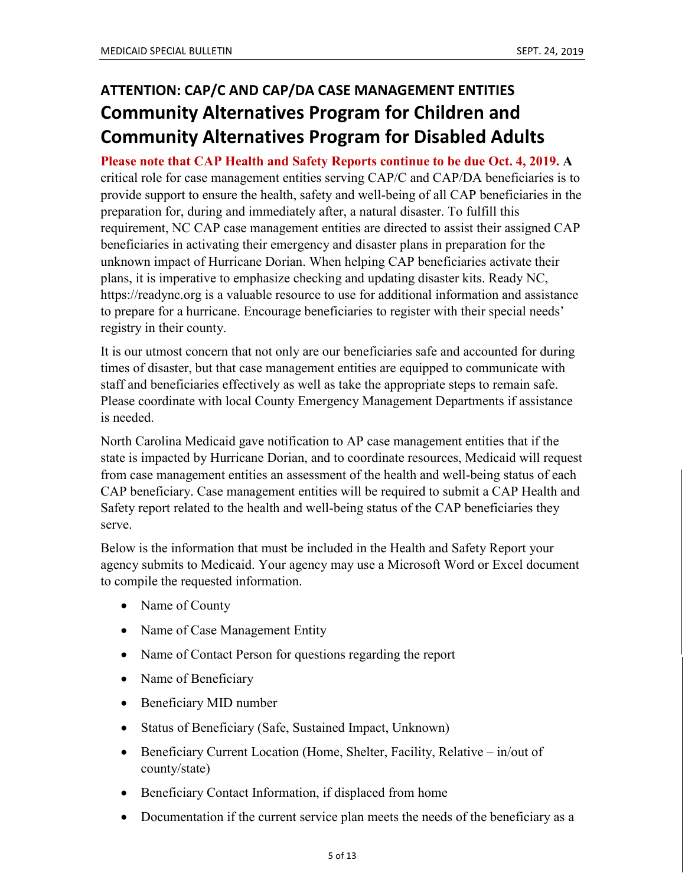## ATTENTION: CAP/C AND CAP/DA CASE MANAGEMENT ENTITIES

# Community Alternatives Program for Children and Community Alternatives Program for Disabled Adults

**Please note that CAP Health and Safety Reports continue to be due Oct. 4, 2019.** A critical role for case management entities serving CAP/C and CAP/DA beneficiaries is to provide support to ensure the health, safety and well-being of all CAP beneficiaries in the preparation for, during and immediately after, a natural disaster. To fulfill this requirement, NC CAP case management entities are directed to assist their assigned CAP beneficiaries in activating their emergency and disaster plans in preparation for the unknown impact of Hurricane Dorian. When helping CAP beneficiaries activate their plans, it is imperative to emphasize checking and updating disaster kits. Ready NC, https://readync.org is a valuable resource to use for additional information and assistance to prepare for a hurricane. Encourage beneficiaries to register with their special needs' registry in their county.

It is our utmost concern that not only are our beneficiaries safe and accounted for during times of disaster, but that case management entities are equipped to communicate with staff and beneficiaries effectively as well as take the appropriate steps to remain safe. Please coordinate with local County Emergency Management Departments if assistance is needed.

North Carolina Medicaid gave notification to AP case management entities that if the state is impacted by Hurricane Dorian, and to coordinate resources, Medicaid will request from case management entities an assessment of the health and well-being status of each CAP beneficiary. Case management entities will be required to submit a CAP Health and Safety report related to the health and well-being status of the CAP beneficiaries they serve.

Below is the information that must be included in the Health and Safety Report your agency submits to Medicaid. Your agency may use a Microsoft Word or Excel document to compile the requested information.

- Name of County
- Name of Case Management Entity
- Name of Contact Person for questions regarding the report
- Name of Beneficiary
- Beneficiary MID number
- Status of Beneficiary (Safe, Sustained Impact, Unknown)
- Beneficiary Current Location (Home, Shelter, Facility, Relative – in/out of county/state)
- Beneficiary Contact Information, if displaced from home
- Documentation if the current service plan meets the needs of the beneficiary as a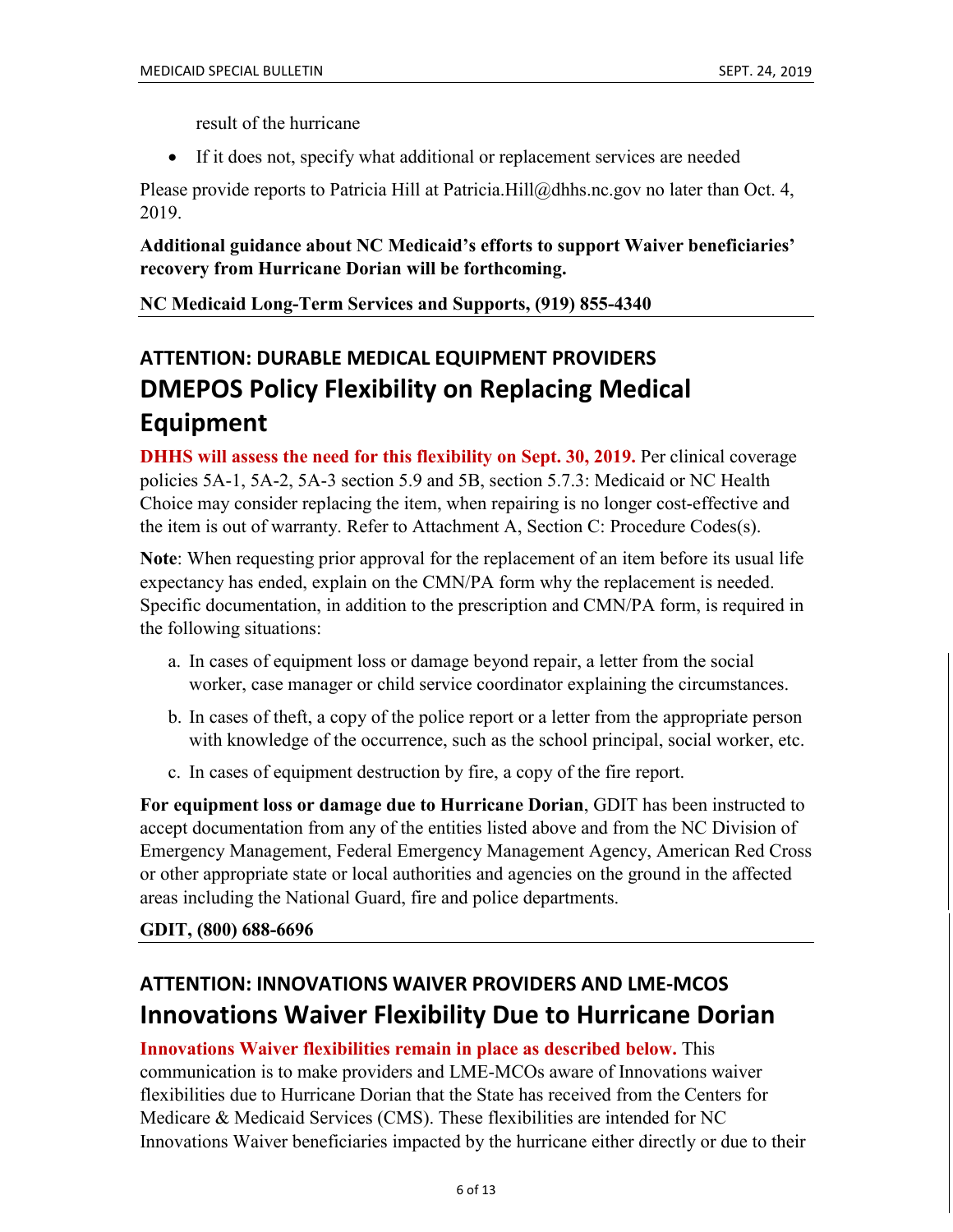result of the hurricane

- If it does not, specify what additional or replacement services are needed

Please provide reports to Patricia Hill at Patricia.Hill@dhhs.nc.gov no later than Oct. 4, 2019.

**Additional guidance about NC Medicaid's efforts to support Waiver beneficiaries' recovery from Hurricane Dorian will be forthcoming.**

**NC Medicaid Long-Term Services and Supports, (919) 855-4340**

---

### ATTENTION: DURABLE MEDICAL EQUIPMENT PROVIDERS

## DMEPOS Policy Flexibility on Replacing Medical Equipment

**DHHS will assess the need for this flexibility on Sept. 30, 2019.** Per clinical coverage policies 5A-1, 5A-2, 5A-3 section 5.9 and 5B, section 5.7.3: Medicaid or NC Health Choice may consider replacing the item, when repairing is no longer cost-effective and the item is out of warranty. Refer to Attachment A, Section C: Procedure Codes(s).

**Note**: When requesting prior approval for the replacement of an item before its usual life expectancy has ended, explain on the CMN/PA form why the replacement is needed. Specific documentation, in addition to the prescription and CMN/PA form, is required in the following situations:

a. In cases of equipment loss or damage beyond repair, a letter from the social worker, case manager or child service coordinator explaining the circumstances.

b. In cases of theft, a copy of the police report or a letter from the appropriate person with knowledge of the occurrence, such as the school principal, social worker, etc.

c. In cases of equipment destruction by fire, a copy of the fire report.

**For equipment loss or damage due to Hurricane Dorian**, GDIT has been instructed to accept documentation from any of the entities listed above and from the NC Division of Emergency Management, Federal Emergency Management Agency, American Red Cross or other appropriate state or local authorities and agencies on the ground in the affected areas including the National Guard, fire and police departments.

**GDIT, (800) 688-6696**

---

### ATTENTION: INNOVATIONS WAIVER PROVIDERS AND LME-MCOS

## Innovations Waiver Flexibility Due to Hurricane Dorian

**Innovations Waiver flexibilities remain in place as described below.** This communication is to make providers and LME-MCOs aware of Innovations waiver flexibilities due to Hurricane Dorian that the State has received from the Centers for Medicare & Medicaid Services (CMS). These flexibilities are intended for NC Innovations Waiver beneficiaries impacted by the hurricane either directly or due to their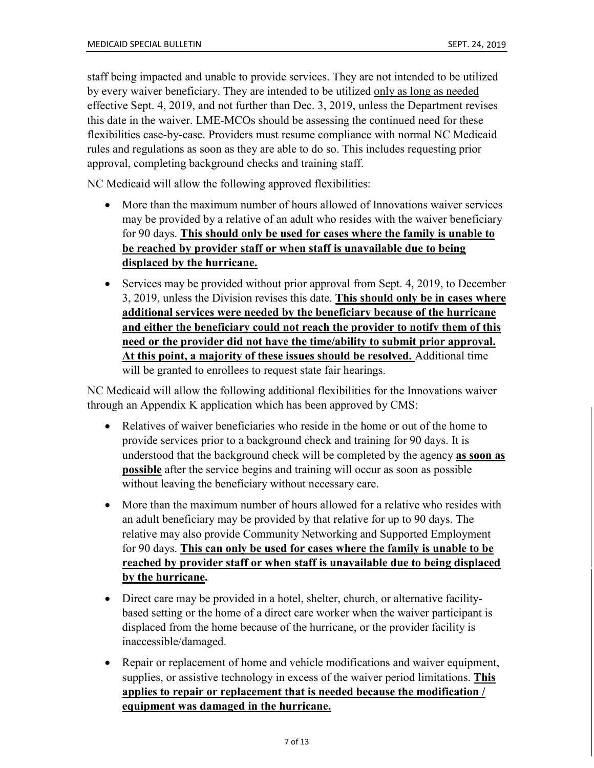staff being impacted and unable to provide services. They are not intended to be utilized by every waiver beneficiary. They are intended to be utilized <u>only as long as needed</u> effective Sept. 4, 2019, and not further than Dec. 3, 2019, unless the Department revises this date in the waiver. LME-MCOs should be assessing the continued need for these flexibilities case-by-case. Providers must resume compliance with normal NC Medicaid rules and regulations as soon as they are able to do so. This includes requesting prior approval, completing background checks and training staff.

NC Medicaid will allow the following approved flexibilities:

- More than the maximum number of hours allowed of Innovations waiver services may be provided by a relative of an adult who resides with the waiver beneficiary for 90 days. **<u>This should only be used for cases where the family is unable to be reached by provider staff or when staff is unavailable due to being displaced by the hurricane.</u>**
- Services may be provided without prior approval from Sept. 4, 2019, to December 3, 2019, unless the Division revises this date. **<u>This should only be in cases where additional services were needed by the beneficiary because of the hurricane and either the beneficiary could not reach the provider to notify them of this need or the provider did not have the time/ability to submit prior approval. At this point, a majority of these issues should be resolved.</u>** Additional time will be granted to enrollees to request state fair hearings.

NC Medicaid will allow the following additional flexibilities for the Innovations waiver through an Appendix K application which has been approved by CMS:

- Relatives of waiver beneficiaries who reside in the home or out of the home to provide services prior to a background check and training for 90 days. It is understood that the background check will be completed by the agency **<u>as soon as possible</u>** after the service begins and training will occur as soon as possible without leaving the beneficiary without necessary care.
- More than the maximum number of hours allowed for a relative who resides with an adult beneficiary may be provided by that relative for up to 90 days. The relative may also provide Community Networking and Supported Employment for 90 days. **<u>This can only be used for cases where the family is unable to be reached by provider staff or when staff is unavailable due to being displaced by the hurricane</u>.**
- Direct care may be provided in a hotel, shelter, church, or alternative facility-based setting or the home of a direct care worker when the waiver participant is displaced from the home because of the hurricane, or the provider facility is inaccessible/damaged.
- Repair or replacement of home and vehicle modifications and waiver equipment, supplies, or assistive technology in excess of the waiver period limitations. **<u>This applies to repair or replacement that is needed because the modification / equipment was damaged in the hurricane.</u>**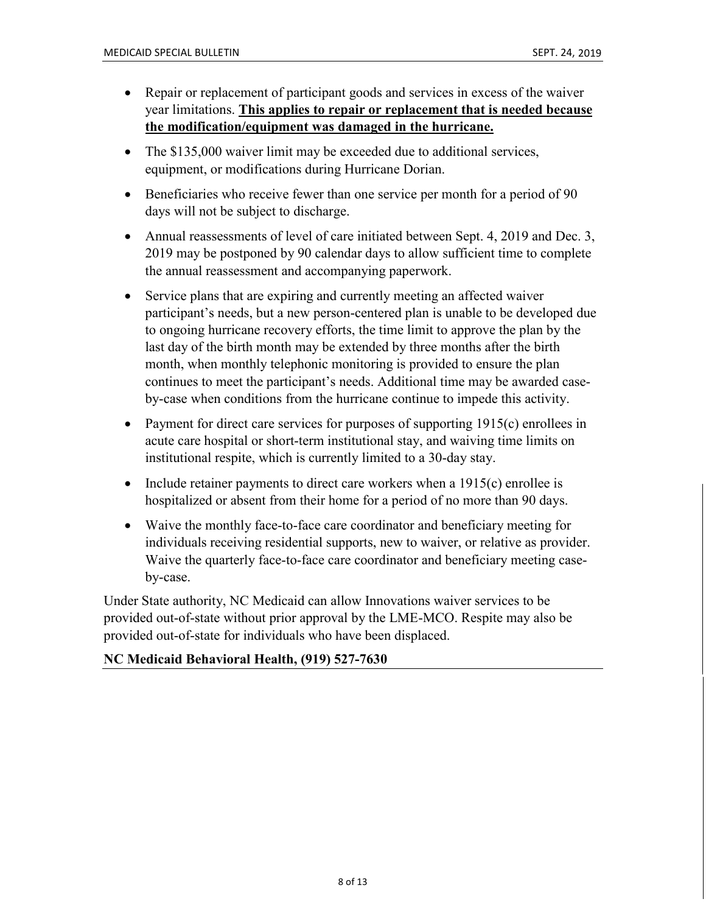- Repair or replacement of participant goods and services in excess of the waiver year limitations. **<u>This applies to repair or replacement that is needed because the modification/equipment was damaged in the hurricane.</u>**
- The $135,000 waiver limit may be exceeded due to additional services, equipment, or modifications during Hurricane Dorian.
- Beneficiaries who receive fewer than one service per month for a period of 90 days will not be subject to discharge.
- Annual reassessments of level of care initiated between Sept. 4, 2019 and Dec. 3, 2019 may be postponed by 90 calendar days to allow sufficient time to complete the annual reassessment and accompanying paperwork.
- Service plans that are expiring and currently meeting an affected waiver participant's needs, but a new person-centered plan is unable to be developed due to ongoing hurricane recovery efforts, the time limit to approve the plan by the last day of the birth month may be extended by three months after the birth month, when monthly telephonic monitoring is provided to ensure the plan continues to meet the participant's needs. Additional time may be awarded case-by-case when conditions from the hurricane continue to impede this activity.
- Payment for direct care services for purposes of supporting 1915(c) enrollees in acute care hospital or short-term institutional stay, and waiving time limits on institutional respite, which is currently limited to a 30-day stay.
- Include retainer payments to direct care workers when a 1915(c) enrollee is hospitalized or absent from their home for a period of no more than 90 days.
- Waive the monthly face-to-face care coordinator and beneficiary meeting for individuals receiving residential supports, new to waiver, or relative as provider. Waive the quarterly face-to-face care coordinator and beneficiary meeting case-by-case.

Under State authority, NC Medicaid can allow Innovations waiver services to be provided out-of-state without prior approval by the LME-MCO. Respite may also be provided out-of-state for individuals who have been displaced.

**NC Medicaid Behavioral Health, (919) 527-7630**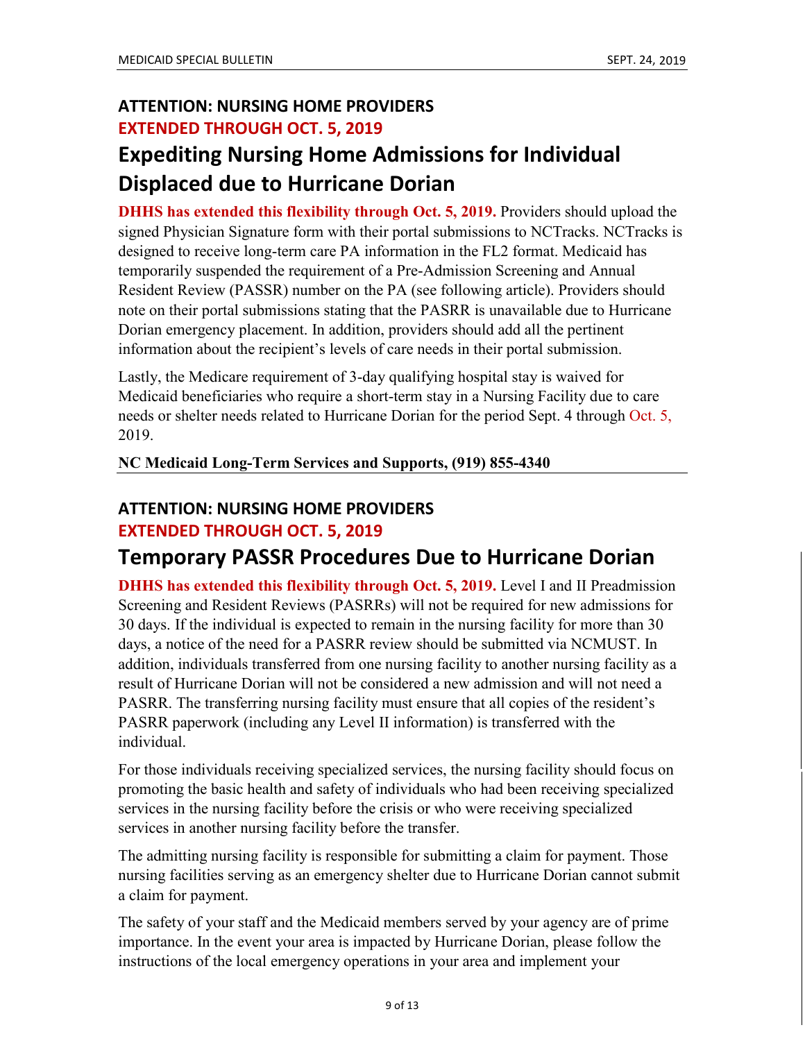**ATTENTION: NURSING HOME PROVIDERS**

**EXTENDED THROUGH OCT. 5, 2019**

## Expediting Nursing Home Admissions for Individual Displaced due to Hurricane Dorian

**DHHS has extended this flexibility through Oct. 5, 2019.** Providers should upload the signed Physician Signature form with their portal submissions to NCTracks. NCTracks is designed to receive long-term care PA information in the FL2 format. Medicaid has temporarily suspended the requirement of a Pre-Admission Screening and Annual Resident Review (PASSR) number on the PA (see following article). Providers should note on their portal submissions stating that the PASRR is unavailable due to Hurricane Dorian emergency placement. In addition, providers should add all the pertinent information about the recipient's levels of care needs in their portal submission.

Lastly, the Medicare requirement of 3-day qualifying hospital stay is waived for Medicaid beneficiaries who require a short-term stay in a Nursing Facility due to care needs or shelter needs related to Hurricane Dorian for the period Sept. 4 through Oct. 5, 2019.

**NC Medicaid Long-Term Services and Supports, (919) 855-4340**

---

**ATTENTION: NURSING HOME PROVIDERS**

**EXTENDED THROUGH OCT. 5, 2019**

## Temporary PASSR Procedures Due to Hurricane Dorian

**DHHS has extended this flexibility through Oct. 5, 2019.** Level I and II Preadmission Screening and Resident Reviews (PASRRs) will not be required for new admissions for 30 days. If the individual is expected to remain in the nursing facility for more than 30 days, a notice of the need for a PASRR review should be submitted via NCMUST. In addition, individuals transferred from one nursing facility to another nursing facility as a result of Hurricane Dorian will not be considered a new admission and will not need a PASRR. The transferring nursing facility must ensure that all copies of the resident's PASRR paperwork (including any Level II information) is transferred with the individual.

For those individuals receiving specialized services, the nursing facility should focus on promoting the basic health and safety of individuals who had been receiving specialized services in the nursing facility before the crisis or who were receiving specialized services in another nursing facility before the transfer.

The admitting nursing facility is responsible for submitting a claim for payment. Those nursing facilities serving as an emergency shelter due to Hurricane Dorian cannot submit a claim for payment.

The safety of your staff and the Medicaid members served by your agency are of prime importance. In the event your area is impacted by Hurricane Dorian, please follow the instructions of the local emergency operations in your area and implement your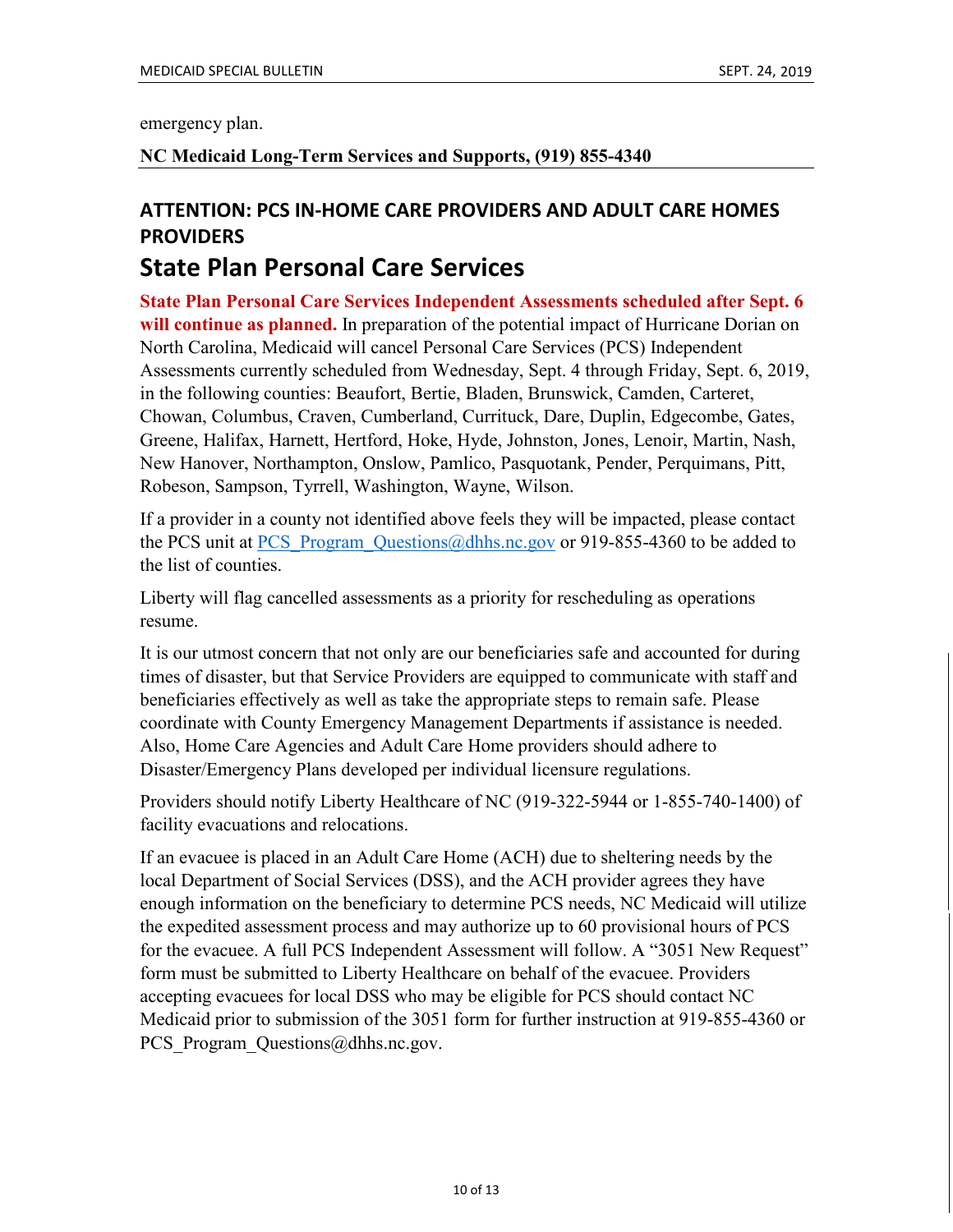emergency plan.

**NC Medicaid Long-Term Services and Supports, (919) 855-4340**

## ATTENTION: PCS IN-HOME CARE PROVIDERS AND ADULT CARE HOMES PROVIDERS

# State Plan Personal Care Services

**State Plan Personal Care Services Independent Assessments scheduled after Sept. 6 will continue as planned.** In preparation of the potential impact of Hurricane Dorian on North Carolina, Medicaid will cancel Personal Care Services (PCS) Independent Assessments currently scheduled from Wednesday, Sept. 4 through Friday, Sept. 6, 2019, in the following counties: Beaufort, Bertie, Bladen, Brunswick, Camden, Carteret, Chowan, Columbus, Craven, Cumberland, Currituck, Dare, Duplin, Edgecombe, Gates, Greene, Halifax, Harnett, Hertford, Hoke, Hyde, Johnston, Jones, Lenoir, Martin, Nash, New Hanover, Northampton, Onslow, Pamlico, Pasquotank, Pender, Perquimans, Pitt, Robeson, Sampson, Tyrrell, Washington, Wayne, Wilson.

If a provider in a county not identified above feels they will be impacted, please contact the PCS unit at PCS_Program_Questions@dhhs.nc.gov or 919-855-4360 to be added to the list of counties.

Liberty will flag cancelled assessments as a priority for rescheduling as operations resume.

It is our utmost concern that not only are our beneficiaries safe and accounted for during times of disaster, but that Service Providers are equipped to communicate with staff and beneficiaries effectively as well as take the appropriate steps to remain safe. Please coordinate with County Emergency Management Departments if assistance is needed. Also, Home Care Agencies and Adult Care Home providers should adhere to Disaster/Emergency Plans developed per individual licensure regulations.

Providers should notify Liberty Healthcare of NC (919-322-5944 or 1-855-740-1400) of facility evacuations and relocations.

If an evacuee is placed in an Adult Care Home (ACH) due to sheltering needs by the local Department of Social Services (DSS), and the ACH provider agrees they have enough information on the beneficiary to determine PCS needs, NC Medicaid will utilize the expedited assessment process and may authorize up to 60 provisional hours of PCS for the evacuee. A full PCS Independent Assessment will follow. A "3051 New Request" form must be submitted to Liberty Healthcare on behalf of the evacuee. Providers accepting evacuees for local DSS who may be eligible for PCS should contact NC Medicaid prior to submission of the 3051 form for further instruction at 919-855-4360 or PCS_Program_Questions@dhhs.nc.gov.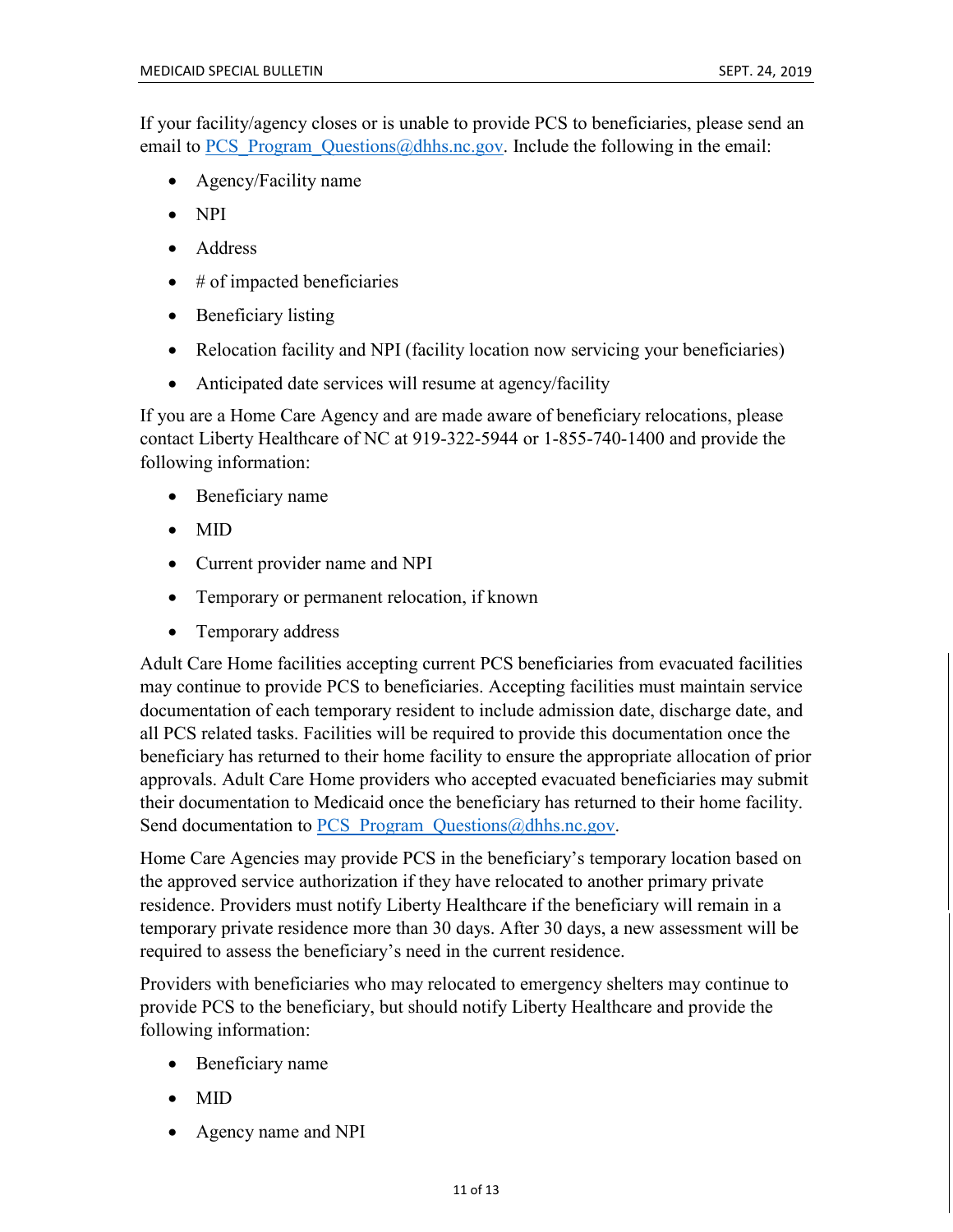If your facility/agency closes or is unable to provide PCS to beneficiaries, please send an email to PCS_Program_Questions@dhhs.nc.gov. Include the following in the email:

- Agency/Facility name
- NPI
- Address
- # of impacted beneficiaries
- Beneficiary listing
- Relocation facility and NPI (facility location now servicing your beneficiaries)
- Anticipated date services will resume at agency/facility

If you are a Home Care Agency and are made aware of beneficiary relocations, please contact Liberty Healthcare of NC at 919-322-5944 or 1-855-740-1400 and provide the following information:

- Beneficiary name
- MID
- Current provider name and NPI
- Temporary or permanent relocation, if known
- Temporary address

Adult Care Home facilities accepting current PCS beneficiaries from evacuated facilities may continue to provide PCS to beneficiaries. Accepting facilities must maintain service documentation of each temporary resident to include admission date, discharge date, and all PCS related tasks. Facilities will be required to provide this documentation once the beneficiary has returned to their home facility to ensure the appropriate allocation of prior approvals. Adult Care Home providers who accepted evacuated beneficiaries may submit their documentation to Medicaid once the beneficiary has returned to their home facility. Send documentation to PCS_Program_Questions@dhhs.nc.gov.

Home Care Agencies may provide PCS in the beneficiary's temporary location based on the approved service authorization if they have relocated to another primary private residence. Providers must notify Liberty Healthcare if the beneficiary will remain in a temporary private residence more than 30 days. After 30 days, a new assessment will be required to assess the beneficiary's need in the current residence.

Providers with beneficiaries who may relocated to emergency shelters may continue to provide PCS to the beneficiary, but should notify Liberty Healthcare and provide the following information:

- Beneficiary name
- MID
- Agency name and NPI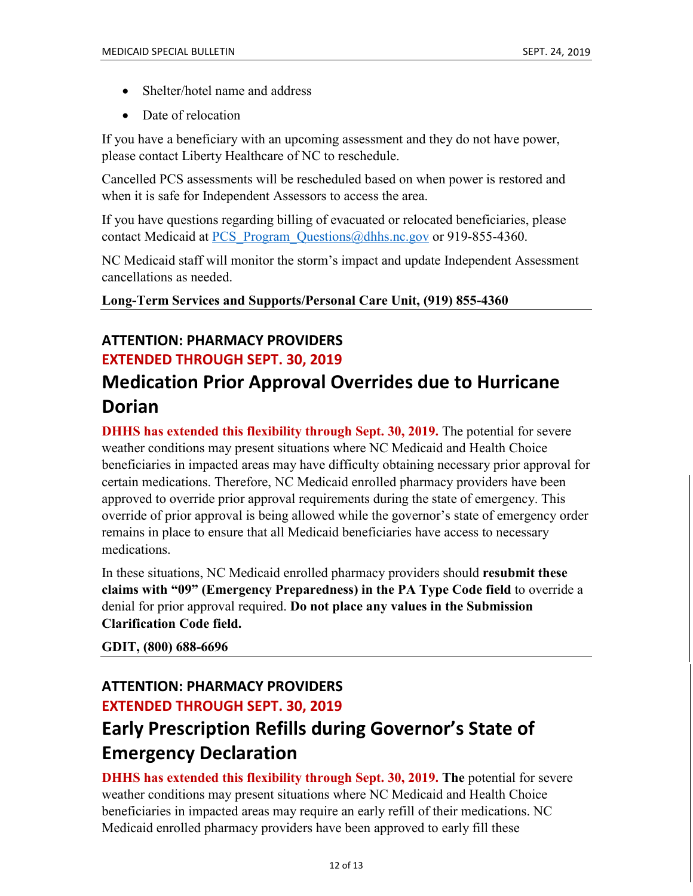- Shelter/hotel name and address
- Date of relocation

If you have a beneficiary with an upcoming assessment and they do not have power, please contact Liberty Healthcare of NC to reschedule.

Cancelled PCS assessments will be rescheduled based on when power is restored and when it is safe for Independent Assessors to access the area.

If you have questions regarding billing of evacuated or relocated beneficiaries, please contact Medicaid at PCS_Program_Questions@dhhs.nc.gov or 919-855-4360.

NC Medicaid staff will monitor the storm's impact and update Independent Assessment cancellations as needed.

**Long-Term Services and Supports/Personal Care Unit, (919) 855-4360**

---

### ATTENTION: PHARMACY PROVIDERS

### EXTENDED THROUGH SEPT. 30, 2019

## Medication Prior Approval Overrides due to Hurricane Dorian

**DHHS has extended this flexibility through Sept. 30, 2019.** The potential for severe weather conditions may present situations where NC Medicaid and Health Choice beneficiaries in impacted areas may have difficulty obtaining necessary prior approval for certain medications. Therefore, NC Medicaid enrolled pharmacy providers have been approved to override prior approval requirements during the state of emergency. This override of prior approval is being allowed while the governor's state of emergency order remains in place to ensure that all Medicaid beneficiaries have access to necessary medications.

In these situations, NC Medicaid enrolled pharmacy providers should **resubmit these claims with "09" (Emergency Preparedness) in the PA Type Code field** to override a denial for prior approval required. **Do not place any values in the Submission Clarification Code field.**

**GDIT, (800) 688-6696**

---

### ATTENTION: PHARMACY PROVIDERS

### EXTENDED THROUGH SEPT. 30, 2019

## Early Prescription Refills during Governor's State of Emergency Declaration

**DHHS has extended this flexibility through Sept. 30, 2019. The** potential for severe weather conditions may present situations where NC Medicaid and Health Choice beneficiaries in impacted areas may require an early refill of their medications. NC Medicaid enrolled pharmacy providers have been approved to early fill these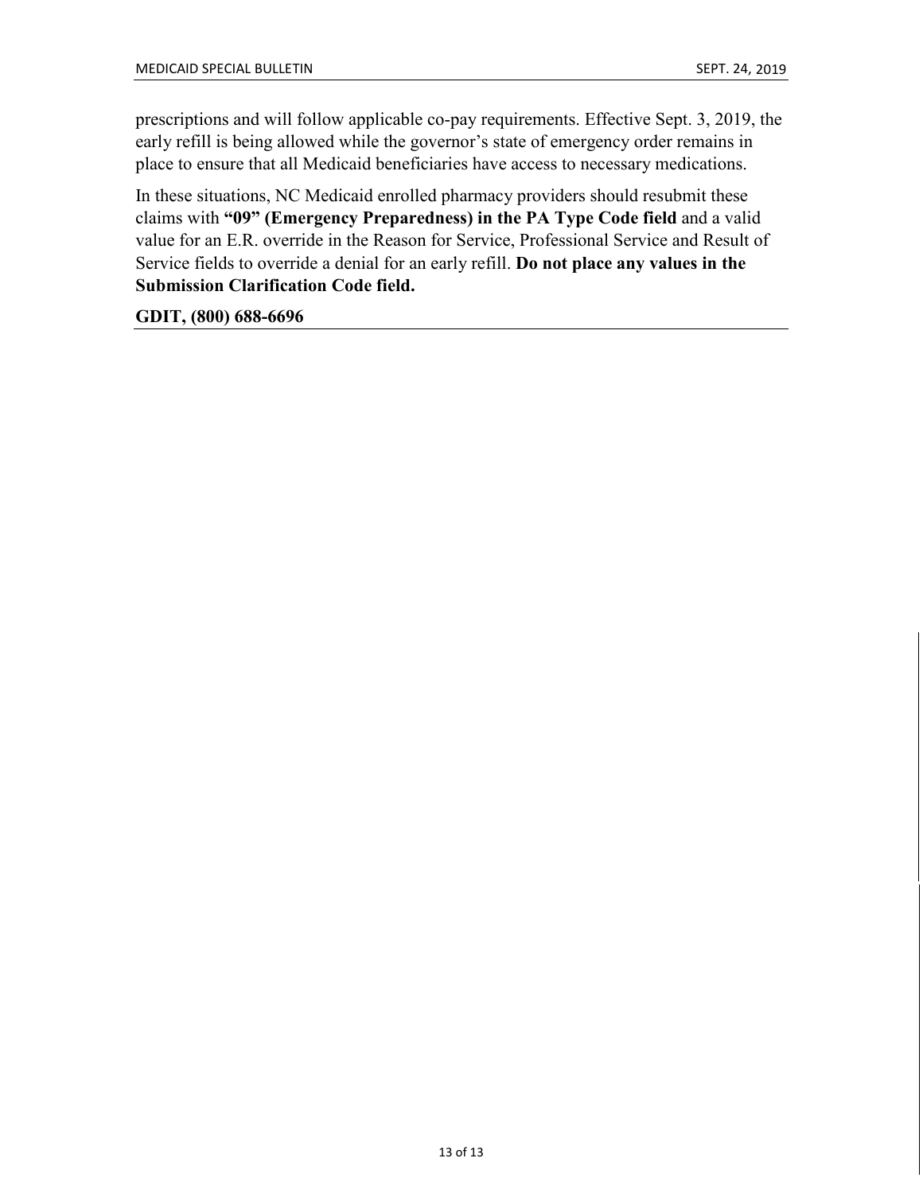prescriptions and will follow applicable co-pay requirements. Effective Sept. 3, 2019, the early refill is being allowed while the governor's state of emergency order remains in place to ensure that all Medicaid beneficiaries have access to necessary medications.

In these situations, NC Medicaid enrolled pharmacy providers should resubmit these claims with **"09" (Emergency Preparedness) in the PA Type Code field** and a valid value for an E.R. override in the Reason for Service, Professional Service and Result of Service fields to override a denial for an early refill. **Do not place any values in the Submission Clarification Code field.**

**GDIT, (800) 688-6696**